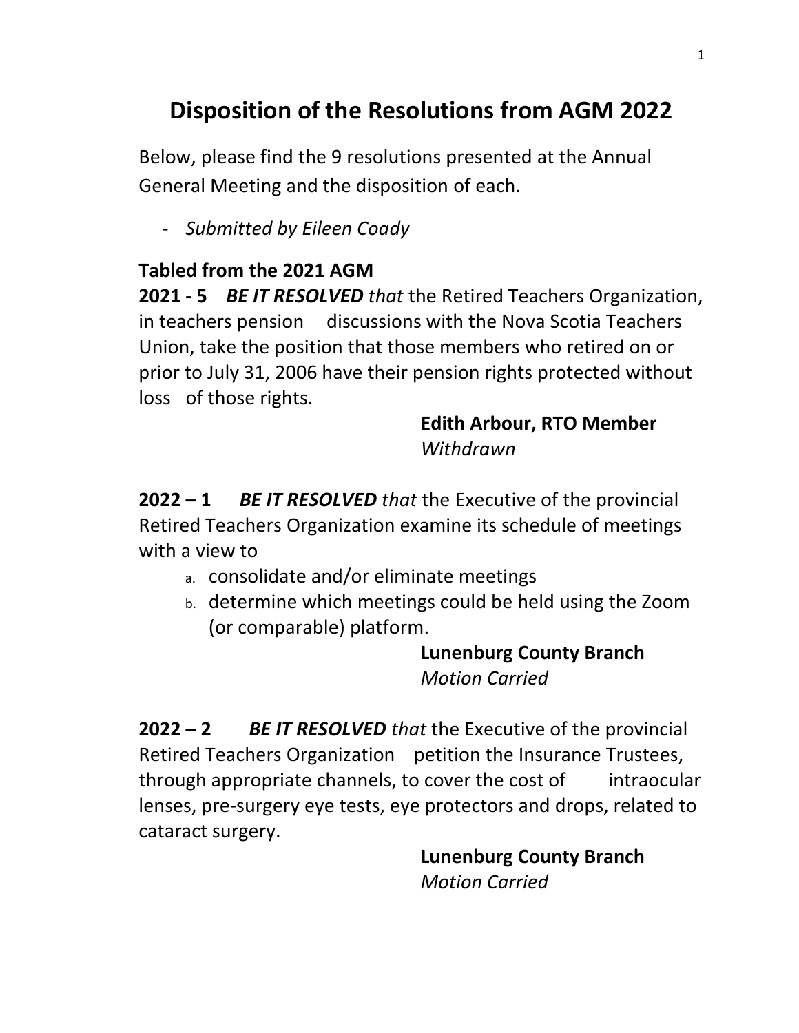# Disposition of the Resolutions from AGM 2022

Below, please find the 9 resolutions presented at the Annual General Meeting and the disposition of each.

- *Submitted by Eileen Coady*

**Tabled from the 2021 AGM**

**2021 - 5** ***BE IT RESOLVED*** *that* the Retired Teachers Organization, in teachers pension discussions with the Nova Scotia Teachers Union, take the position that those members who retired on or prior to July 31, 2006 have their pension rights protected without loss of those rights.

**Edith Arbour, RTO Member**
*Withdrawn*

**2022 – 1** ***BE IT RESOLVED*** *that* the Executive of the provincial Retired Teachers Organization examine its schedule of meetings with a view to

a. consolidate and/or eliminate meetings
b. determine which meetings could be held using the Zoom (or comparable) platform.

**Lunenburg County Branch**
*Motion Carried*

**2022 – 2** ***BE IT RESOLVED*** *that* the Executive of the provincial Retired Teachers Organization petition the Insurance Trustees, through appropriate channels, to cover the cost of intraocular lenses, pre-surgery eye tests, eye protectors and drops, related to cataract surgery.

**Lunenburg County Branch**
*Motion Carried*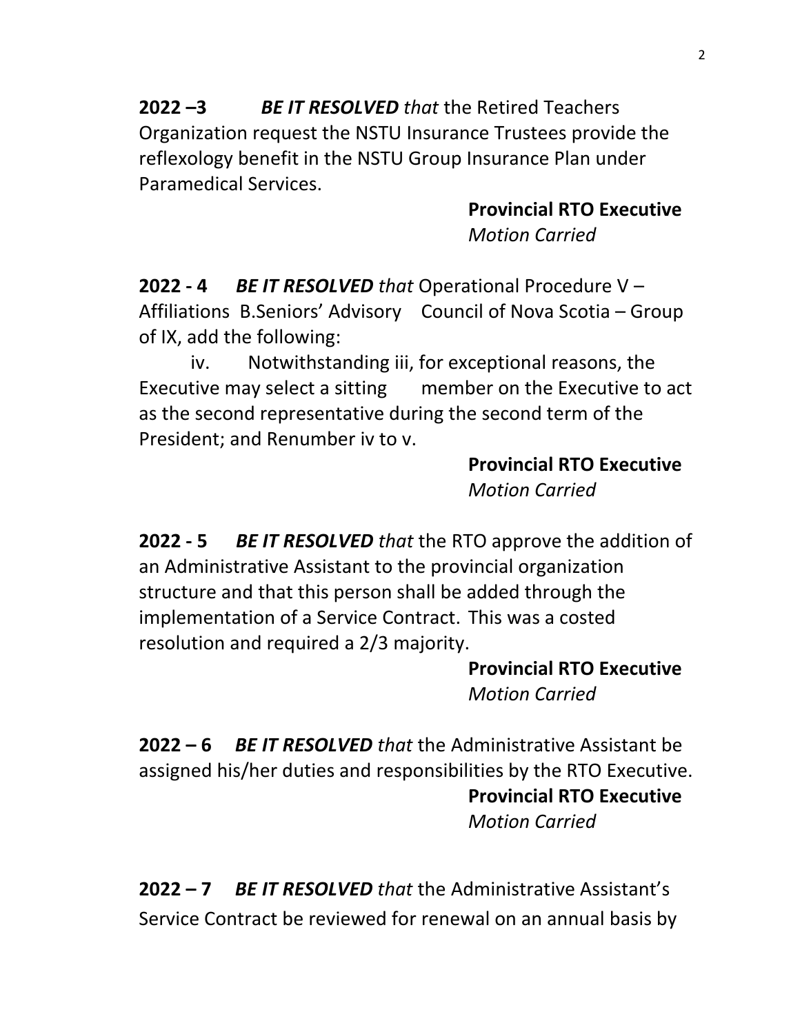**2022 –3** ***BE IT RESOLVED*** *that* the Retired Teachers Organization request the NSTU Insurance Trustees provide the reflexology benefit in the NSTU Group Insurance Plan under Paramedical Services.

**Provincial RTO Executive**
*Motion Carried*

**2022 - 4** ***BE IT RESOLVED*** *that* Operational Procedure V – Affiliations B.Seniors' Advisory Council of Nova Scotia – Group of IX, add the following:

iv. Notwithstanding iii, for exceptional reasons, the Executive may select a sitting member on the Executive to act as the second representative during the second term of the President; and Renumber iv to v.

**Provincial RTO Executive**
*Motion Carried*

**2022 - 5** ***BE IT RESOLVED*** *that* the RTO approve the addition of an Administrative Assistant to the provincial organization structure and that this person shall be added through the implementation of a Service Contract. This was a costed resolution and required a 2/3 majority.

**Provincial RTO Executive**
*Motion Carried*

**2022 – 6** ***BE IT RESOLVED*** *that* the Administrative Assistant be assigned his/her duties and responsibilities by the RTO Executive.

**Provincial RTO Executive**
*Motion Carried*

**2022 – 7** ***BE IT RESOLVED*** *that* the Administrative Assistant's Service Contract be reviewed for renewal on an annual basis by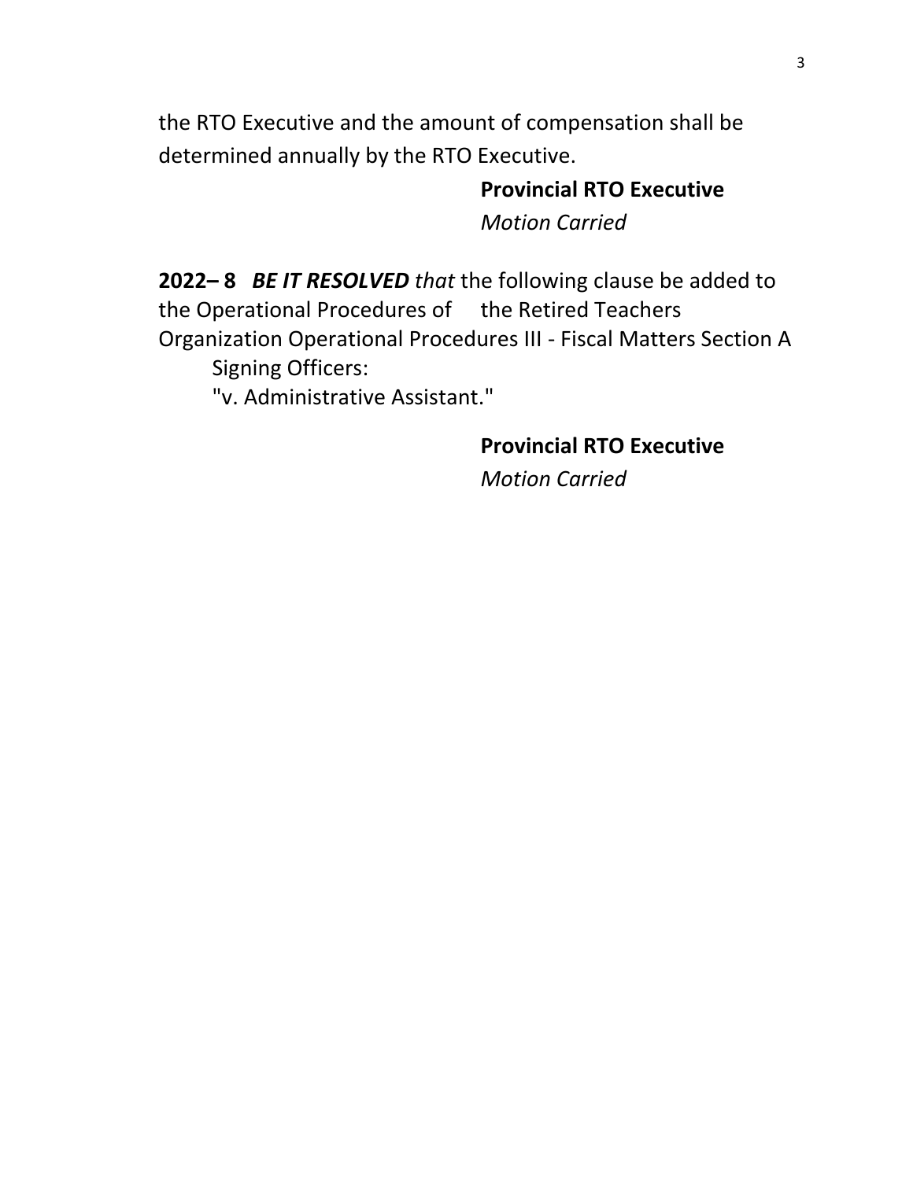the RTO Executive and the amount of compensation shall be determined annually by the RTO Executive.

**Provincial RTO Executive**
*Motion Carried*

**2022– 8** ***BE IT RESOLVED*** *that* the following clause be added to the Operational Procedures of the Retired Teachers Organization Operational Procedures III - Fiscal Matters Section A Signing Officers:

"v. Administrative Assistant."

**Provincial RTO Executive**
*Motion Carried*